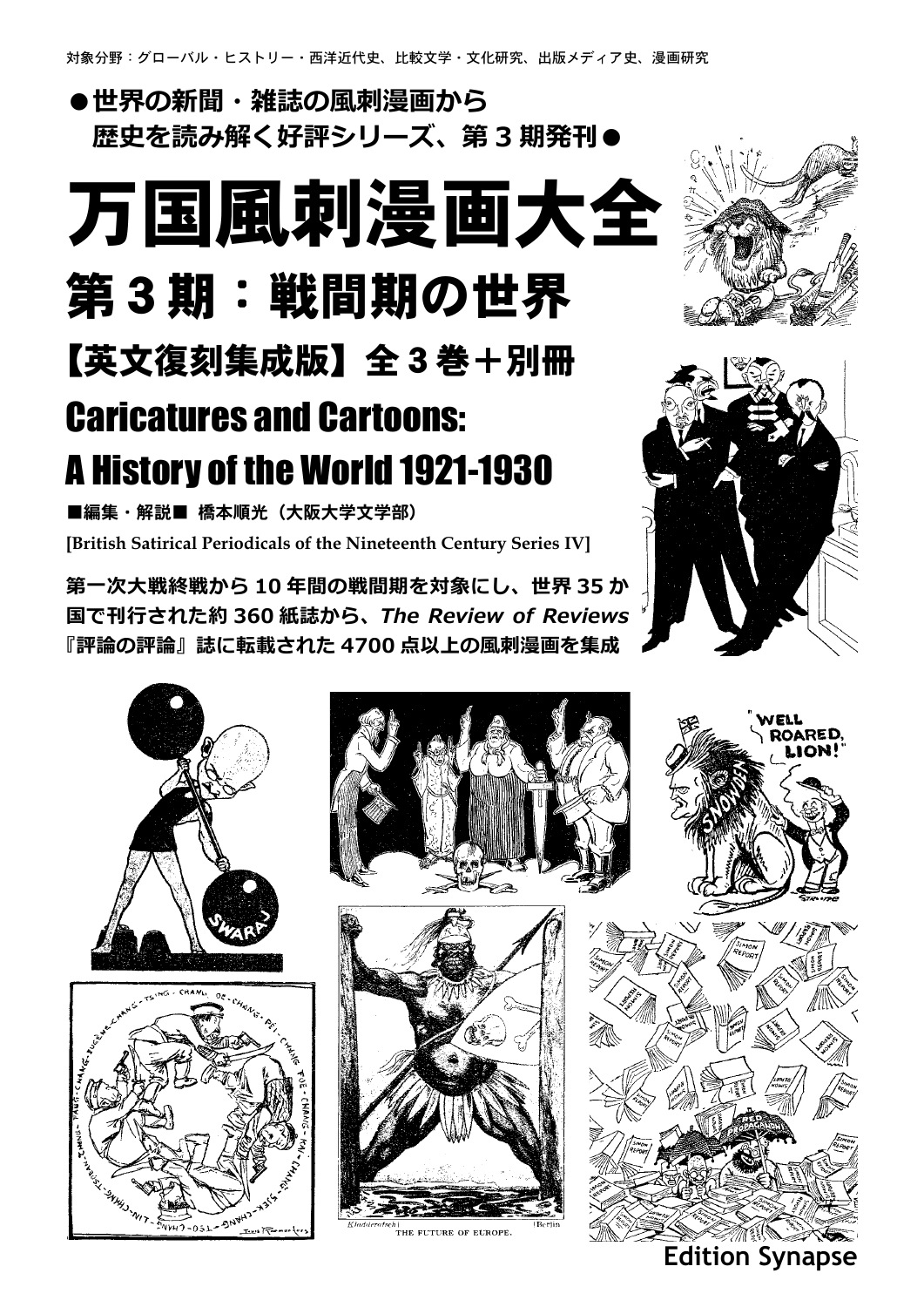対象分野：グローバル・ヒストリー・西洋近代史、比較文学・文化研究、出版メディア史、漫画研究

**●世界の新聞・雑誌の風刺漫画から歴史を読み解く好評シリーズ、第３期発刊●**

# 万国風刺漫画大全

## 第３期：戦間期の世界

## 【英文復刻集成版】全３巻＋別冊

## Caricatures and Cartoons: A History of the World 1921-1930

**■編集・解説■　橋本順光（大阪大学文学部）**

**[British Satirical Periodicals of the Nineteenth Century Series IV]**

**第一次大戦終戦から 10 年間の戦間期を対象にし、世界 35 か国で刊行された約 360 紙誌から、*The Review of Reviews*『評論の評論』誌に転載された 4700 点以上の風刺漫画を集成**

**Edition Synapse**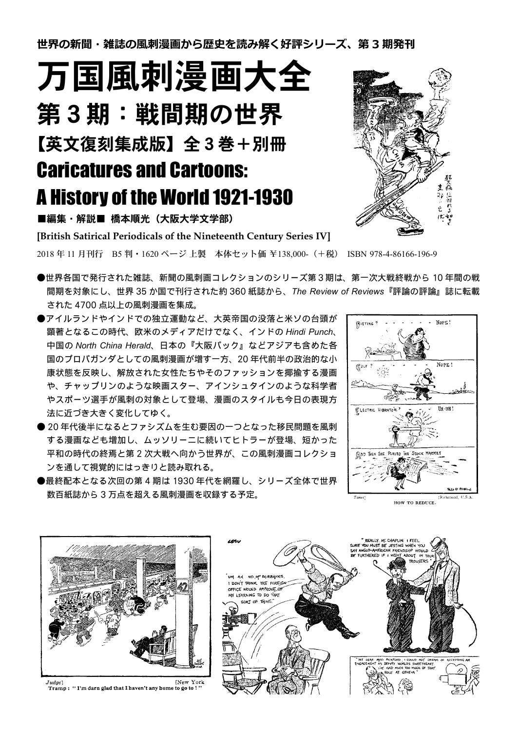世界の新聞・雑誌の風刺漫画から歴史を読み解く好評シリーズ、第３期発刊

# 万国風刺漫画大全

## 第３期：戦間期の世界

## 【英文復刻集成版】全３巻＋別冊

## Caricatures and Cartoons: A History of the World 1921-1930

**■編集・解説■ 橋本順光（大阪大学文学部）**

**[British Satirical Periodicals of the Nineteenth Century Series IV]**

2018 年 11 月刊行　B5 判・1620 ページ 上製　本体セット価 ¥138,000-（＋税）　ISBN 978-4-86166-196-9

- 世界各国で発行された雑誌、新聞の風刺画コレクションのシリーズ第３期は、第一次大戦終戦から 10 年間の戦間期を対象にし、世界 35 か国で刊行された約 360 紙誌から、*The Review of Reviews*『評論の評論』誌に転載された 4700 点以上の風刺漫画を集成。
- アイルランドやインドでの独立運動など、大英帝国の没落と米ソの台頭が顕著となるこの時代、欧米のメディアだけでなく、インドの *Hindi Punch*、中国の *North China Herald*、日本の『大阪パック』などアジアも含めた各国のプロパガンダとしての風刺漫画が増す一方、20 年代前半の政治的な小康状態を反映し、解放された女性たちやそのファッションを揶揄する漫画や、チャップリンのような映画スター、アインシュタインのような科学者やスポーツ選手が風刺の対象として登場、漫画のスタイルも今日の表現方法に近づき大きく変化してゆく。
- 20 年代後半になるとファシズムを生む要因の一つとなった移民問題を風刺する漫画なども増加し、ムッソリーニに続いてヒトラーが登場、短かった平和の時代の終焉と第２次大戦へ向かう世界が、この風刺漫画コレクションを通して視覚的にはっきりと読み取れる。
- 最終配本となる次回の第４期は 1930 年代を網羅し、シリーズ全体で世界数百紙誌から３万点を超える風刺漫画を収録する予定。

*Times*] [Richmond, U.S.A.
HOW TO REDUCE.

*Judge*] [New York
Tramp : "I'm darn glad that I haven't any home to go to !"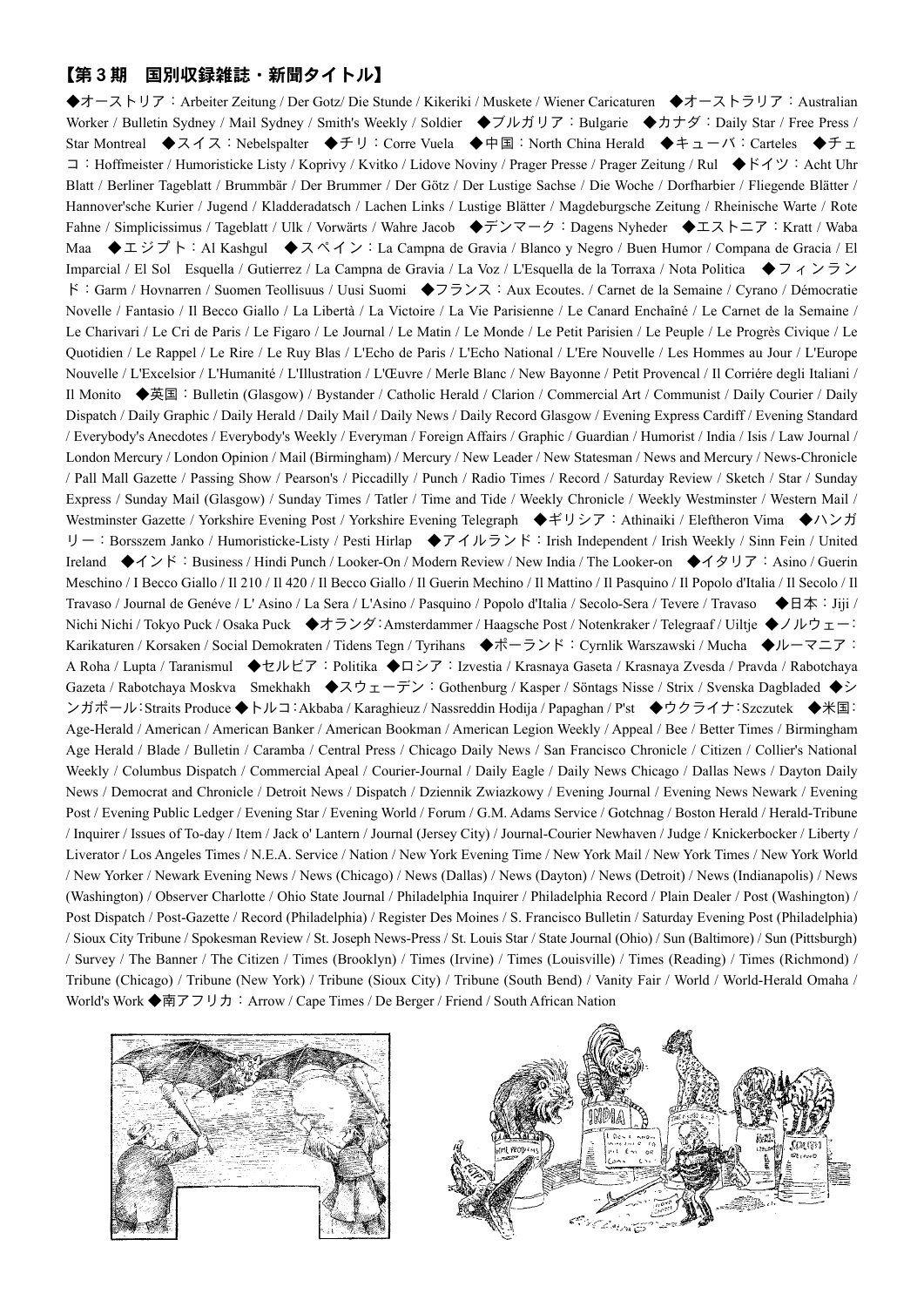## 【第３期　国別収録雑誌・新聞タイトル】

◆オーストリア：Arbeiter Zeitung / Der Gotz/ Die Stunde / Kikeriki / Muskete / Wiener Caricaturen　◆オーストラリア：Australian Worker / Bulletin Sydney / Mail Sydney / Smith's Weekly / Soldier　◆ブルガリア：Bulgarie　◆カナダ：Daily Star / Free Press / Star Montreal　◆スイス：Nebelspalter　◆チリ：Corre Vuela　◆中国：North China Herald　◆キューバ：Carteles　◆チェコ：Hoffmeister / Humoristicke Listy / Koprivy / Kvitko / Lidove Noviny / Prager Presse / Prager Zeitung / Rul　◆ドイツ：Acht Uhr Blatt / Berliner Tageblatt / Brummbär / Der Brummer / Der Götz / Der Lustige Sachse / Die Woche / Dorfharbier / Fliegende Blätter / Hannover'sche Kurier / Jugend / Kladderadatsch / Lachen Links / Lustige Blätter / Magdeburgsche Zeitung / Rheinische Warte / Rote Fahne / Simplicissimus / Tageblatt / Ulk / Vorwärts / Wahre Jacob　◆デンマーク：Dagens Nyheder　◆エストニア：Kratt / Waba Maa　◆エジプト：Al Kashgul　◆スペイン：La Campna de Gravia / Blanco y Negro / Buen Humor / Compana de Gracia / El Imparcial / El Sol　Esquella / Gutierrez / La Campna de Gravia / La Voz / L'Esquella de la Torraxa / Nota Politica　◆フィンランド：Garm / Hovnarren / Suomen Teollisuus / Uusi Suomi　◆フランス：Aux Ecoutes. / Carnet de la Semaine / Cyrano / Démocratie Novelle / Fantasio / Il Becco Giallo / La Libertà / La Victoire / La Vie Parisienne / Le Canard Enchaîné / Le Carnet de la Semaine / Le Charivari / Le Cri de Paris / Le Figaro / Le Journal / Le Matin / Le Monde / Le Petit Parisien / Le Peuple / Le Progrès Civique / Le Quotidien / Le Rappel / Le Rire / Le Ruy Blas / L'Echo de Paris / L'Echo National / L'Ere Nouvelle / Les Hommes au Jour / L'Europe Nouvelle / L'Excelsior / L'Humanité / L'Illustration / L'Œuvre / Merle Blanc / New Bayonne / Petit Provencal / Il Corriére degli Italiani / Il Monito　◆英国：Bulletin (Glasgow) / Bystander / Catholic Herald / Clarion / Commercial Art / Communist / Daily Courier / Daily Dispatch / Daily Graphic / Daily Herald / Daily Mail / Daily News / Daily Record Glasgow / Evening Express Cardiff / Evening Standard / Everybody's Anecdotes / Everybody's Weekly / Everyman / Foreign Affairs / Graphic / Guardian / Humorist / India / Isis / Law Journal / London Mercury / London Opinion / Mail (Birmingham) / Mercury / New Leader / New Statesman / News and Mercury / News-Chronicle / Pall Mall Gazette / Passing Show / Pearson's / Piccadilly / Punch / Radio Times / Record / Saturday Review / Sketch / Star / Sunday Express / Sunday Mail (Glasgow) / Sunday Times / Tatler / Time and Tide / Weekly Chronicle / Weekly Westminster / Western Mail / Westminster Gazette / Yorkshire Evening Post / Yorkshire Evening Telegraph　◆ギリシア：Athinaiki / Eleftheron Vima　◆ハンガリー：Borsszem Janko / Humoristicke-Listy / Pesti Hirlap　◆アイルランド：Irish Independent / Irish Weekly / Sinn Fein / United Ireland　◆インド：Business / Hindi Punch / Looker-On / Modern Review / New India / The Looker-on　◆イタリア：Asino / Guerin Meschino / I Becco Giallo / Il 210 / Il 420 / Il Becco Giallo / Il Guerin Mechino / Il Mattino / Il Pasquino / Il Popolo d'Italia / Il Secolo / Il Travaso / Journal de Genéve / L' Asino / La Sera / L'Asino / Pasquino / Popolo d'Italia / Secolo-Sera / Tevere / Travaso　◆日本：Jiji / Nichi Nichi / Tokyo Puck / Osaka Puck　◆オランダ：Amsterdammer / Haagsche Post / Notenkraker / Telegraaf / Uiltje　◆ノルウェー：Karikaturen / Korsaken / Social Demokraten / Tidens Tegn / Tyrihans　◆ポーランド：Cyrnlik Warszawski / Mucha　◆ルーマニア：A Roha / Lupta / Taranismul　◆セルビア：Politika　◆ロシア：Izvestia / Krasnaya Gaseta / Krasnaya Zvesda / Pravda / Rabotchaya Gazeta / Rabotchaya Moskva　Smekhakh　◆スウェーデン：Gothenburg / Kasper / Söntags Nisse / Strix / Svenska Dagbladed　◆シンガポール：Straits Produce　◆トルコ：Akbaba / Karaghieuz / Nassreddin Hodija / Papaghan / P'st　◆ウクライナ：Szczutek　◆米国：Age-Herald / American / American Banker / American Bookman / American Legion Weekly / Appeal / Bee / Better Times / Birmingham Age Herald / Blade / Bulletin / Caramba / Central Press / Chicago Daily News / San Francisco Chronicle / Citizen / Collier's National Weekly / Columbus Dispatch / Commercial Apeal / Courier-Journal / Daily Eagle / Daily News Chicago / Dallas News / Dayton Daily News / Democrat and Chronicle / Detroit News / Dispatch / Dziennik Zwiazkowy / Evening Journal / Evening News Newark / Evening Post / Evening Public Ledger / Evening Star / Evening World / Forum / G.M. Adams Service / Gotchnag / Boston Herald / Herald-Tribune / Inquirer / Issues of To-day / Item / Jack o' Lantern / Journal (Jersey City) / Journal-Courier Newhaven / Judge / Knickerbocker / Liberty / Liverator / Los Angeles Times / N.E.A. Service / Nation / New York Evening Time / New York Mail / New York Times / New York World / New Yorker / Newark Evening News / News (Chicago) / News (Dallas) / News (Dayton) / News (Detroit) / News (Indianapolis) / News (Washington) / Observer Charlotte / Ohio State Journal / Philadelphia Inquirer / Philadelphia Record / Plain Dealer / Post (Washington) / Post Dispatch / Post-Gazette / Record (Philadelphia) / Register Des Moines / S. Francisco Bulletin / Saturday Evening Post (Philadelphia) / Sioux City Tribune / Spokesman Review / St. Joseph News-Press / St. Louis Star / State Journal (Ohio) / Sun (Baltimore) / Sun (Pittsburgh) / Survey / The Banner / The Citizen / Times (Brooklyn) / Times (Irvine) / Times (Louisville) / Times (Reading) / Times (Richmond) / Tribune (Chicago) / Tribune (New York) / Tribune (Sioux City) / Tribune (South Bend) / Vanity Fair / World / World-Herald Omaha / World's Work　◆南アフリカ：Arrow / Cape Times / De Berger / Friend / South African Nation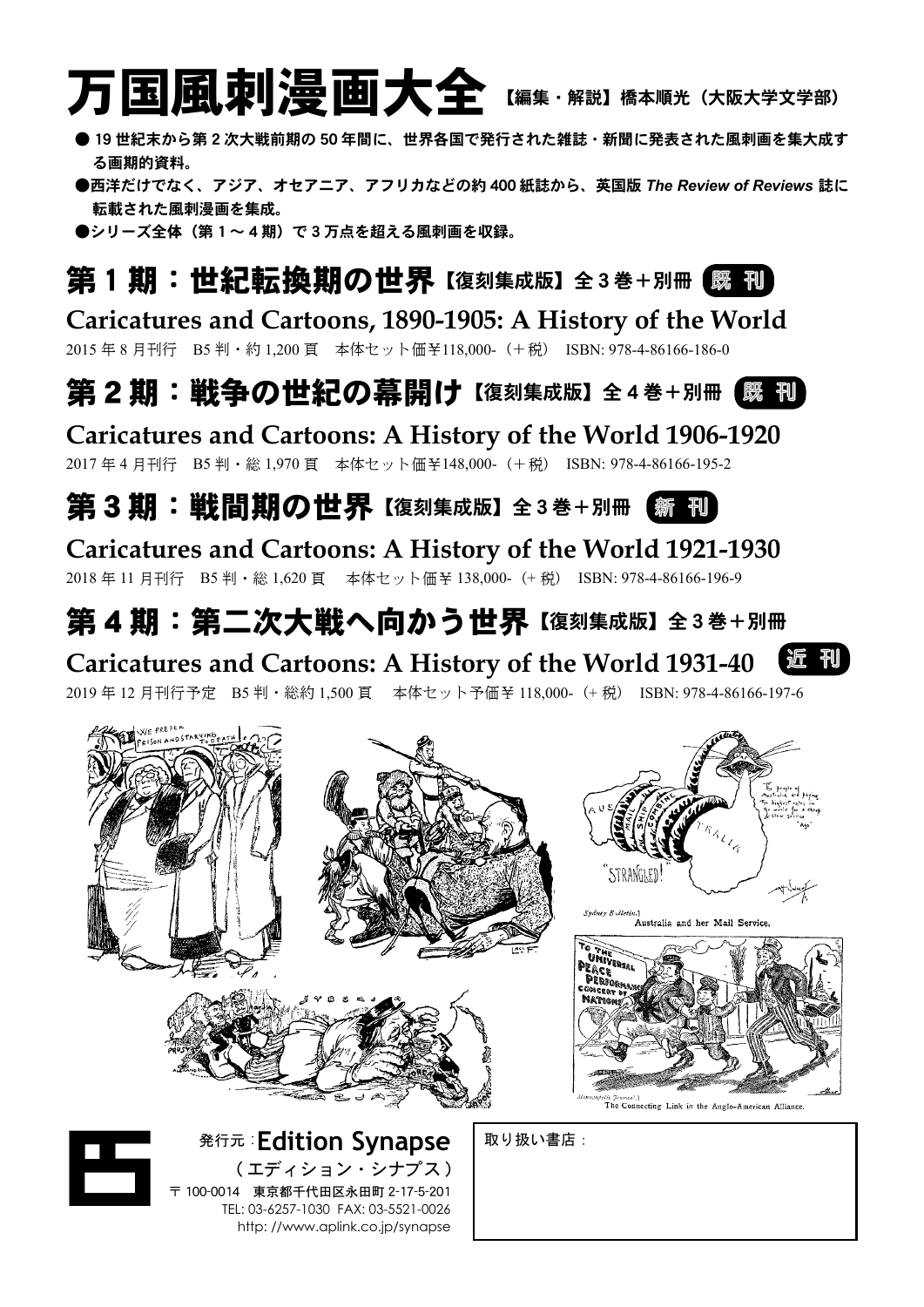# 万国風刺漫画大全 【編集・解説】橋本順光（大阪大学文学部）

- 19 世紀末から第 2 次大戦前期の 50 年間に、世界各国で発行された雑誌・新聞に発表された風刺画を集大成する画期的資料。
- 西洋だけでなく、アジア、オセアニア、アフリカなどの約 400 紙誌から、英国版 *The Review of Reviews* 誌に転載された風刺漫画を集成。
- シリーズ全体（第 1 〜 4 期）で 3 万点を超える風刺画を収録。

## 第 1 期：世紀転換期の世界【復刻集成版】全 3 巻＋別冊　既刊

**Caricatures and Cartoons, 1890-1905: A History of the World**

2015 年 8 月刊行　B5 判・約 1,200 頁　本体セット価¥118,000-（＋税）　ISBN: 978-4-86166-186-0

## 第 2 期：戦争の世紀の幕開け【復刻集成版】全 4 巻＋別冊　既刊

**Caricatures and Cartoons: A History of the World 1906-1920**

2017 年 4 月刊行　B5 判・総 1,970 頁　本体セット価¥148,000-（＋税）　ISBN: 978-4-86166-195-2

## 第 3 期：戦間期の世界【復刻集成版】全 3 巻＋別冊　新刊

**Caricatures and Cartoons: A History of the World 1921-1930**

2018 年 11 月刊行　B5 判・総 1,620 頁　本体セット価￥ 138,000-（+ 税）　ISBN: 978-4-86166-196-9

## 第 4 期：第二次大戦へ向かう世界【復刻集成版】全 3 巻＋別冊

**Caricatures and Cartoons: A History of the World 1931-40**　近刊

2019 年 12 月刊行予定　B5 判・総約 1,500 頁　本体セット予価￥ 118,000-（+ 税）　ISBN: 978-4-86166-197-6

Sydney Bulletin.] Australia and her Mail Service.

Minneapolis Journal.] The Connecting Link in the Anglo-American Alliance.

発行元：**Edition Synapse**
（エディション・シナプス）
〒 100-0014　東京都千代田区永田町 2-17-5-201
TEL: 03-6257-1030　FAX: 03-5521-0026
http: //www.aplink.co.jp/synapse

取り扱い書店：